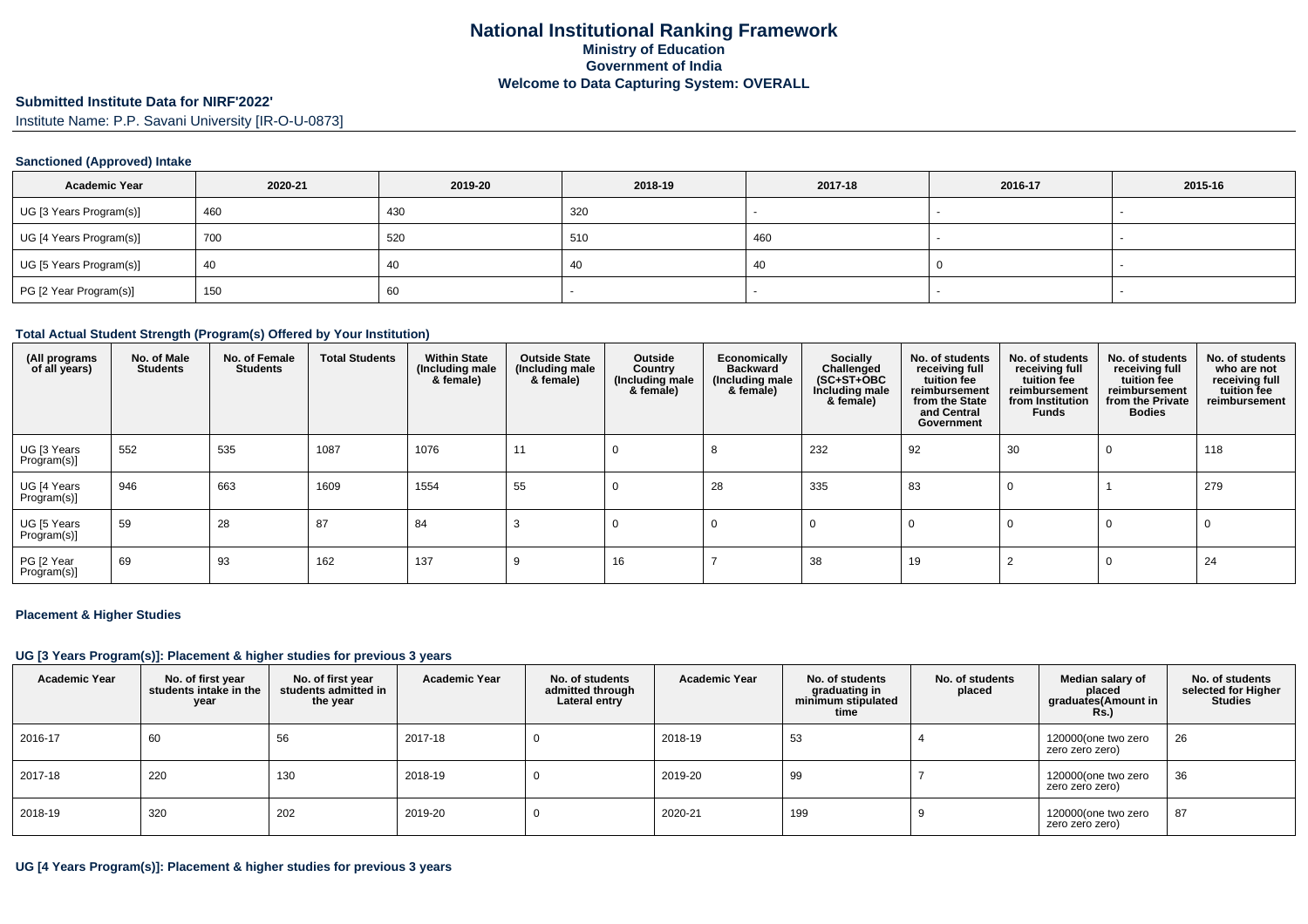# National Institutional Ranking Framework

**Ministry of Education**
**Government of India**
**Welcome to Data Capturing System: OVERALL**

## Submitted Institute Data for NIRF'2022'

Institute Name: P.P. Savani University [IR-O-U-0873]

### Sanctioned (Approved) Intake

| Academic Year | 2020-21 | 2019-20 | 2018-19 | 2017-18 | 2016-17 | 2015-16 |
|---|---|---|---|---|---|---|
| UG [3 Years Program(s)] | 460 | 430 | 320 | - | - | - |
| UG [4 Years Program(s)] | 700 | 520 | 510 | 460 | - | - |
| UG [5 Years Program(s)] | 40 | 40 | 40 | 40 | 0 | - |
| PG [2 Year Program(s)] | 150 | 60 | - | - | - | - |

### Total Actual Student Strength (Program(s) Offered by Your Institution)

| (All programs of all years) | No. of Male Students | No. of Female Students | Total Students | Within State (Including male & female) | Outside State (Including male & female) | Outside Country (Including male & female) | Economically Backward (Including male & female) | Socially Challenged (SC+ST+OBC Including male & female) | No. of students receiving full tuition fee reimbursement from the State and Central Government | No. of students receiving full tuition fee reimbursement from Institution Funds | No. of students receiving full tuition fee reimbursement from the Private Bodies | No. of students who are not receiving full tuition fee reimbursement |
|---|---|---|---|---|---|---|---|---|---|---|---|---|
| UG [3 Years Program(s)] | 552 | 535 | 1087 | 1076 | 11 | 0 | 8 | 232 | 92 | 30 | 0 | 118 |
| UG [4 Years Program(s)] | 946 | 663 | 1609 | 1554 | 55 | 0 | 28 | 335 | 83 | 0 | 1 | 279 |
| UG [5 Years Program(s)] | 59 | 28 | 87 | 84 | 3 | 0 | 0 | 0 | 0 | 0 | 0 | 0 |
| PG [2 Year Program(s)] | 69 | 93 | 162 | 137 | 9 | 16 | 7 | 38 | 19 | 2 | 0 | 24 |

### Placement & Higher Studies

### UG [3 Years Program(s)]: Placement & higher studies for previous 3 years

| Academic Year | No. of first year students intake in the year | No. of first year students admitted in the year | Academic Year | No. of students admitted through Lateral entry | Academic Year | No. of students graduating in minimum stipulated time | No. of students placed | Median salary of placed graduates(Amount in Rs.) | No. of students selected for Higher Studies |
|---|---|---|---|---|---|---|---|---|---|
| 2016-17 | 60 | 56 | 2017-18 | 0 | 2018-19 | 53 | 4 | 120000(one two zero zero zero zero) | 26 |
| 2017-18 | 220 | 130 | 2018-19 | 0 | 2019-20 | 99 | 7 | 120000(one two zero zero zero zero) | 36 |
| 2018-19 | 320 | 202 | 2019-20 | 0 | 2020-21 | 199 | 9 | 120000(one two zero zero zero zero) | 87 |

### UG [4 Years Program(s)]: Placement & higher studies for previous 3 years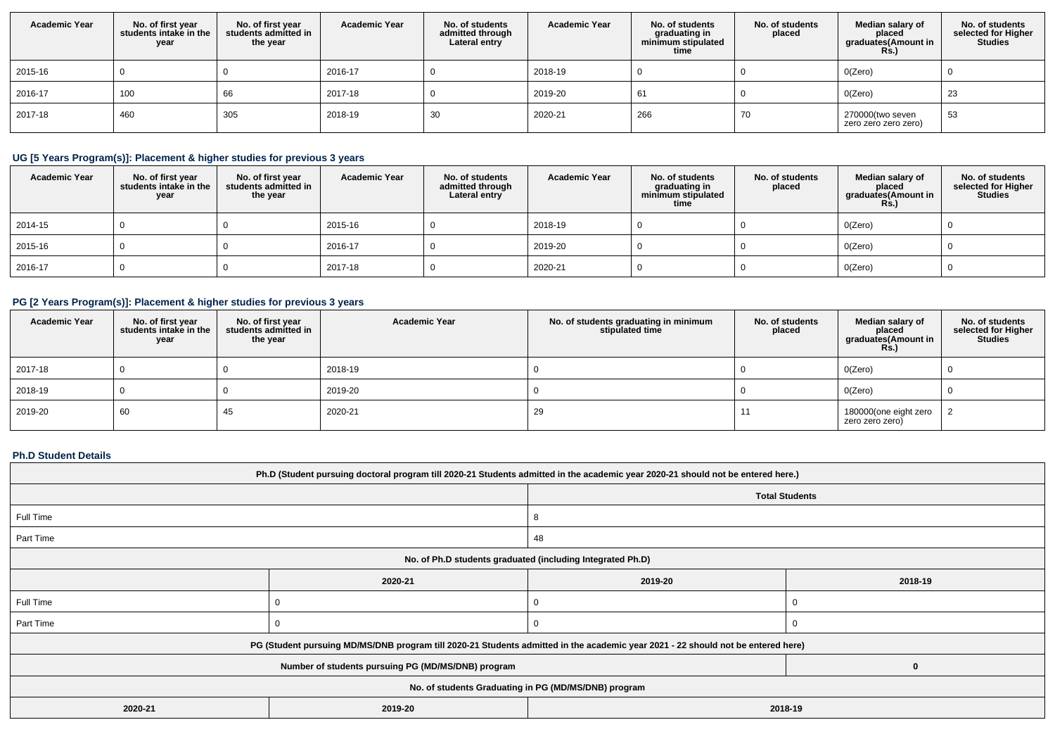| Academic Year | No. of first year students intake in the year | No. of first year students admitted in the year | Academic Year | No. of students admitted through Lateral entry | Academic Year | No. of students graduating in minimum stipulated time | No. of students placed | Median salary of placed graduates(Amount in Rs.) | No. of students selected for Higher Studies |
|---|---|---|---|---|---|---|---|---|---|
| 2015-16 | 0 | 0 | 2016-17 | 0 | 2018-19 | 0 | 0 | 0(Zero) | 0 |
| 2016-17 | 100 | 66 | 2017-18 | 0 | 2019-20 | 61 | 0 | 0(Zero) | 23 |
| 2017-18 | 460 | 305 | 2018-19 | 30 | 2020-21 | 266 | 70 | 270000(two seven zero zero zero zero) | 53 |

### UG [5 Years Program(s)]: Placement & higher studies for previous 3 years

| Academic Year | No. of first year students intake in the year | No. of first year students admitted in the year | Academic Year | No. of students admitted through Lateral entry | Academic Year | No. of students graduating in minimum stipulated time | No. of students placed | Median salary of placed graduates(Amount in Rs.) | No. of students selected for Higher Studies |
|---|---|---|---|---|---|---|---|---|---|
| 2014-15 | 0 | 0 | 2015-16 | 0 | 2018-19 | 0 | 0 | 0(Zero) | 0 |
| 2015-16 | 0 | 0 | 2016-17 | 0 | 2019-20 | 0 | 0 | 0(Zero) | 0 |
| 2016-17 | 0 | 0 | 2017-18 | 0 | 2020-21 | 0 | 0 | 0(Zero) | 0 |

### PG [2 Years Program(s)]: Placement & higher studies for previous 3 years

| Academic Year | No. of first year students intake in the year | No. of first year students admitted in the year | Academic Year | No. of students graduating in minimum stipulated time | No. of students placed | Median salary of placed graduates(Amount in Rs.) | No. of students selected for Higher Studies |
|---|---|---|---|---|---|---|---|
| 2017-18 | 0 | 0 | 2018-19 | 0 | 0 | 0(Zero) | 0 |
| 2018-19 | 0 | 0 | 2019-20 | 0 | 0 | 0(Zero) | 0 |
| 2019-20 | 60 | 45 | 2020-21 | 29 | 11 | 180000(one eight zero zero zero zero) | 2 |

### Ph.D Student Details

| Ph.D (Student pursuing doctoral program till 2020-21 Students admitted in the academic year 2020-21 should not be entered here.) | | | |
|---|---|---|---|
| | | Total Students | |
| Full Time | | 8 | |
| Part Time | | 48 | |
| No. of Ph.D students graduated (including Integrated Ph.D) | | | |
| | 2020-21 | 2019-20 | 2018-19 |
| Full Time | 0 | 0 | 0 |
| Part Time | 0 | 0 | 0 |
| PG (Student pursuing MD/MS/DNB program till 2020-21 Students admitted in the academic year 2021 - 22 should not be entered here) | | | |
| Number of students pursuing PG (MD/MS/DNB) program | | | 0 |
| No. of students Graduating in PG (MD/MS/DNB) program | | | |
| 2020-21 | 2019-20 | 2018-19 | |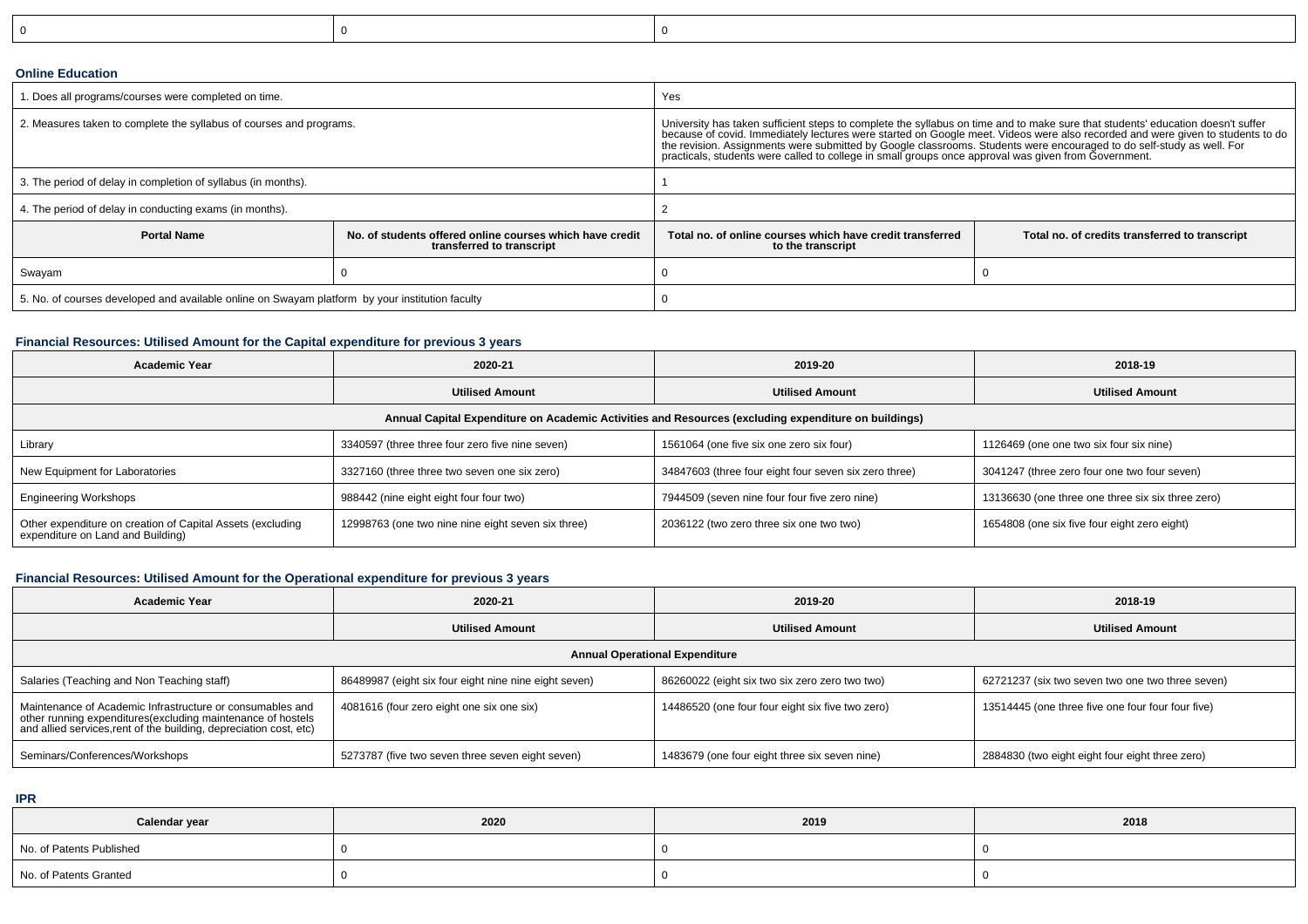| 0 | 0 | 0 |
|---|---|---|

**Online Education**

| 1. Does all programs/courses were completed on time. | | Yes | |
|---|---|---|---|
| 2. Measures taken to complete the syllabus of courses and programs. | | University has taken sufficient steps to complete the syllabus on time and to make sure that students' education doesn't suffer because of covid. Immediately lectures were started on Google meet. Videos were also recorded and were given to students to do the revision. Assignments were submitted by Google classrooms. Students were encouraged to do self-study as well. For practicals, students were called to college in small groups once approval was given from Government. | |
| 3. The period of delay in completion of syllabus (in months). | | 1 | |
| 4. The period of delay in conducting exams (in months). | | 2 | |
| **Portal Name** | **No. of students offered online courses which have credit transferred to transcript** | **Total no. of online courses which have credit transferred to the transcript** | **Total no. of credits transferred to transcript** |
| Swayam | 0 | 0 | 0 |
| 5. No. of courses developed and available online on Swayam platform by your institution faculty | | 0 | |

**Financial Resources: Utilised Amount for the Capital expenditure for previous 3 years**

| Academic Year | 2020-21 | 2019-20 | 2018-19 |
|---|---|---|---|
| | **Utilised Amount** | **Utilised Amount** | **Utilised Amount** |
| **Annual Capital Expenditure on Academic Activities and Resources (excluding expenditure on buildings)** | | | |
| Library | 3340597 (three three four zero five nine seven) | 1561064 (one five six one zero six four) | 1126469 (one one two six four six nine) |
| New Equipment for Laboratories | 3327160 (three three two seven one six zero) | 34847603 (three four eight four seven six zero three) | 3041247 (three zero four one two four seven) |
| Engineering Workshops | 988442 (nine eight eight four four two) | 7944509 (seven nine four four five zero nine) | 13136630 (one three one three six six three zero) |
| Other expenditure on creation of Capital Assets (excluding expenditure on Land and Building) | 12998763 (one two nine nine eight seven six three) | 2036122 (two zero three six one two two) | 1654808 (one six five four eight zero eight) |

**Financial Resources: Utilised Amount for the Operational expenditure for previous 3 years**

| Academic Year | 2020-21 | 2019-20 | 2018-19 |
|---|---|---|---|
| | **Utilised Amount** | **Utilised Amount** | **Utilised Amount** |
| **Annual Operational Expenditure** | | | |
| Salaries (Teaching and Non Teaching staff) | 86489987 (eight six four eight nine nine eight seven) | 86260022 (eight six two six zero zero two two) | 62721237 (six two seven two one two three seven) |
| Maintenance of Academic Infrastructure or consumables and other running expenditures(excluding maintenance of hostels and allied services,rent of the building, depreciation cost, etc) | 4081616 (four zero eight one six one six) | 14486520 (one four four eight six five two zero) | 13514445 (one three five one four four four five) |
| Seminars/Conferences/Workshops | 5273787 (five two seven three seven eight seven) | 1483679 (one four eight three six seven nine) | 2884830 (two eight eight four eight three zero) |

**IPR**

| Calendar year | 2020 | 2019 | 2018 |
|---|---|---|---|
| No. of Patents Published | 0 | 0 | 0 |
| No. of Patents Granted | 0 | 0 | 0 |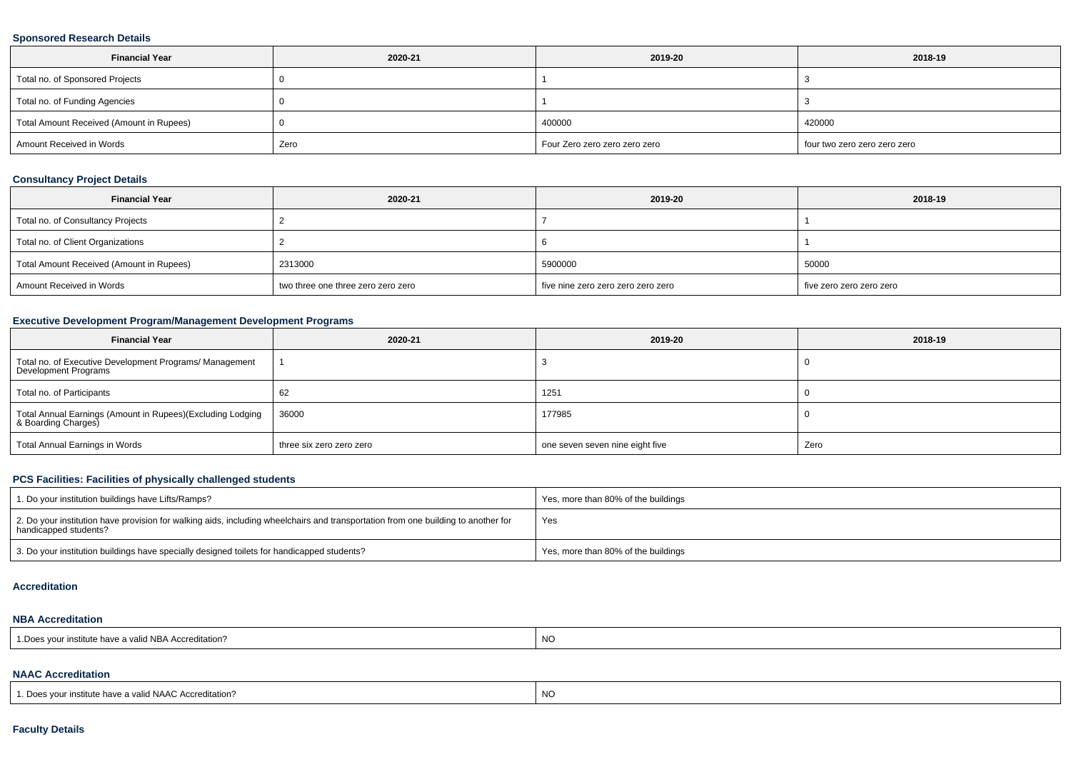### Sponsored Research Details

| Financial Year | 2020-21 | 2019-20 | 2018-19 |
|---|---|---|---|
| Total no. of Sponsored Projects | 0 | 1 | 3 |
| Total no. of Funding Agencies | 0 | 1 | 3 |
| Total Amount Received (Amount in Rupees) | 0 | 400000 | 420000 |
| Amount Received in Words | Zero | Four Zero zero zero zero zero | four two zero zero zero zero |

### Consultancy Project Details

| Financial Year | 2020-21 | 2019-20 | 2018-19 |
|---|---|---|---|
| Total no. of Consultancy Projects | 2 | 7 | 1 |
| Total no. of Client Organizations | 2 | 6 | 1 |
| Total Amount Received (Amount in Rupees) | 2313000 | 5900000 | 50000 |
| Amount Received in Words | two three one three zero zero zero | five nine zero zero zero zero zero | five zero zero zero zero |

### Executive Development Program/Management Development Programs

| Financial Year | 2020-21 | 2019-20 | 2018-19 |
|---|---|---|---|
| Total no. of Executive Development Programs/ Management Development Programs | 1 | 3 | 0 |
| Total no. of Participants | 62 | 1251 | 0 |
| Total Annual Earnings (Amount in Rupees)(Excluding Lodging & Boarding Charges) | 36000 | 177985 | 0 |
| Total Annual Earnings in Words | three six zero zero zero | one seven seven nine eight five | Zero |

### PCS Facilities: Facilities of physically challenged students

| | |
|---|---|
| 1. Do your institution buildings have Lifts/Ramps? | Yes, more than 80% of the buildings |
| 2. Do your institution have provision for walking aids, including wheelchairs and transportation from one building to another for handicapped students? | Yes |
| 3. Do your institution buildings have specially designed toilets for handicapped students? | Yes, more than 80% of the buildings |

### Accreditation

#### NBA Accreditation

| | |
|---|---|
| 1.Does your institute have a valid NBA Accreditation? | NO |

#### NAAC Accreditation

| | |
|---|---|
| 1. Does your institute have a valid NAAC Accreditation? | NO |

### Faculty Details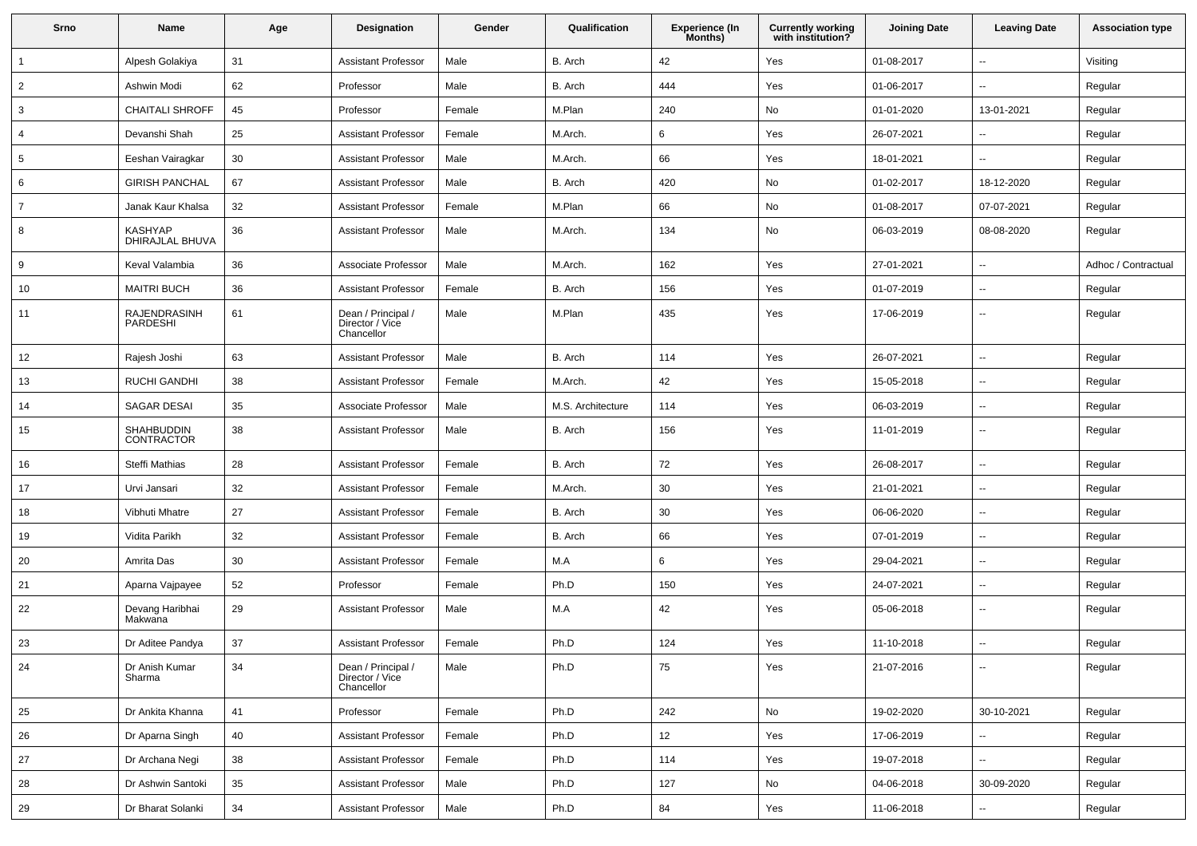| Srno | Name | Age | Designation | Gender | Qualification | Experience (In Months) | Currently working with institution? | Joining Date | Leaving Date | Association type |
|---|---|---|---|---|---|---|---|---|---|---|
| 1 | Alpesh Golakiya | 31 | Assistant Professor | Male | B. Arch | 42 | Yes | 01-08-2017 | -- | Visiting |
| 2 | Ashwin Modi | 62 | Professor | Male | B. Arch | 444 | Yes | 01-06-2017 | -- | Regular |
| 3 | CHAITALI SHROFF | 45 | Professor | Female | M.Plan | 240 | No | 01-01-2020 | 13-01-2021 | Regular |
| 4 | Devanshi Shah | 25 | Assistant Professor | Female | M.Arch. | 6 | Yes | 26-07-2021 | -- | Regular |
| 5 | Eeshan Vairagkar | 30 | Assistant Professor | Male | M.Arch. | 66 | Yes | 18-01-2021 | -- | Regular |
| 6 | GIRISH PANCHAL | 67 | Assistant Professor | Male | B. Arch | 420 | No | 01-02-2017 | 18-12-2020 | Regular |
| 7 | Janak Kaur Khalsa | 32 | Assistant Professor | Female | M.Plan | 66 | No | 01-08-2017 | 07-07-2021 | Regular |
| 8 | KASHYAP DHIRAJLAL BHUVA | 36 | Assistant Professor | Male | M.Arch. | 134 | No | 06-03-2019 | 08-08-2020 | Regular |
| 9 | Keval Valambia | 36 | Associate Professor | Male | M.Arch. | 162 | Yes | 27-01-2021 | -- | Adhoc / Contractual |
| 10 | MAITRI BUCH | 36 | Assistant Professor | Female | B. Arch | 156 | Yes | 01-07-2019 | -- | Regular |
| 11 | RAJENDRASINH PARDESHI | 61 | Dean / Principal / Director / Vice Chancellor | Male | M.Plan | 435 | Yes | 17-06-2019 | -- | Regular |
| 12 | Rajesh Joshi | 63 | Assistant Professor | Male | B. Arch | 114 | Yes | 26-07-2021 | -- | Regular |
| 13 | RUCHI GANDHI | 38 | Assistant Professor | Female | M.Arch. | 42 | Yes | 15-05-2018 | -- | Regular |
| 14 | SAGAR DESAI | 35 | Associate Professor | Male | M.S. Architecture | 114 | Yes | 06-03-2019 | -- | Regular |
| 15 | SHAHBUDDIN CONTRACTOR | 38 | Assistant Professor | Male | B. Arch | 156 | Yes | 11-01-2019 | -- | Regular |
| 16 | Steffi Mathias | 28 | Assistant Professor | Female | B. Arch | 72 | Yes | 26-08-2017 | -- | Regular |
| 17 | Urvi Jansari | 32 | Assistant Professor | Female | M.Arch. | 30 | Yes | 21-01-2021 | -- | Regular |
| 18 | Vibhuti Mhatre | 27 | Assistant Professor | Female | B. Arch | 30 | Yes | 06-06-2020 | -- | Regular |
| 19 | Vidita Parikh | 32 | Assistant Professor | Female | B. Arch | 66 | Yes | 07-01-2019 | -- | Regular |
| 20 | Amrita Das | 30 | Assistant Professor | Female | M.A | 6 | Yes | 29-04-2021 | -- | Regular |
| 21 | Aparna Vajpayee | 52 | Professor | Female | Ph.D | 150 | Yes | 24-07-2021 | -- | Regular |
| 22 | Devang Haribhai Makwana | 29 | Assistant Professor | Male | M.A | 42 | Yes | 05-06-2018 | -- | Regular |
| 23 | Dr Aditee Pandya | 37 | Assistant Professor | Female | Ph.D | 124 | Yes | 11-10-2018 | -- | Regular |
| 24 | Dr Anish Kumar Sharma | 34 | Dean / Principal / Director / Vice Chancellor | Male | Ph.D | 75 | Yes | 21-07-2016 | -- | Regular |
| 25 | Dr Ankita Khanna | 41 | Professor | Female | Ph.D | 242 | No | 19-02-2020 | 30-10-2021 | Regular |
| 26 | Dr Aparna Singh | 40 | Assistant Professor | Female | Ph.D | 12 | Yes | 17-06-2019 | -- | Regular |
| 27 | Dr Archana Negi | 38 | Assistant Professor | Female | Ph.D | 114 | Yes | 19-07-2018 | -- | Regular |
| 28 | Dr Ashwin Santoki | 35 | Assistant Professor | Male | Ph.D | 127 | No | 04-06-2018 | 30-09-2020 | Regular |
| 29 | Dr Bharat Solanki | 34 | Assistant Professor | Male | Ph.D | 84 | Yes | 11-06-2018 | -- | Regular |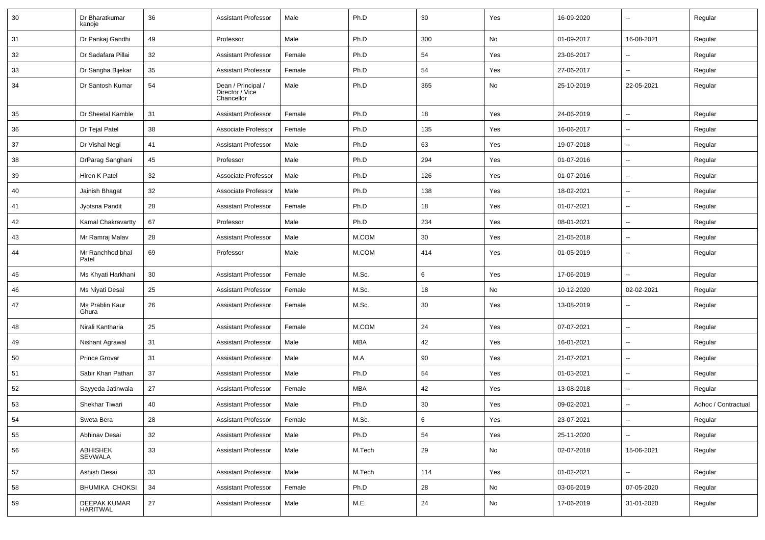| 30 | Dr Bharatkumar kanoje | 36 | Assistant Professor | Male | Ph.D | 30 | Yes | 16-09-2020 | -- | Regular |
|---|---|---|---|---|---|---|---|---|---|---|
| 31 | Dr Pankaj Gandhi | 49 | Professor | Male | Ph.D | 300 | No | 01-09-2017 | 16-08-2021 | Regular |
| 32 | Dr Sadafara Pillai | 32 | Assistant Professor | Female | Ph.D | 54 | Yes | 23-06-2017 | -- | Regular |
| 33 | Dr Sangha Bijekar | 35 | Assistant Professor | Female | Ph.D | 54 | Yes | 27-06-2017 | -- | Regular |
| 34 | Dr Santosh Kumar | 54 | Dean / Principal / Director / Vice Chancellor | Male | Ph.D | 365 | No | 25-10-2019 | 22-05-2021 | Regular |
| 35 | Dr Sheetal Kamble | 31 | Assistant Professor | Female | Ph.D | 18 | Yes | 24-06-2019 | -- | Regular |
| 36 | Dr Tejal Patel | 38 | Associate Professor | Female | Ph.D | 135 | Yes | 16-06-2017 | -- | Regular |
| 37 | Dr Vishal Negi | 41 | Assistant Professor | Male | Ph.D | 63 | Yes | 19-07-2018 | -- | Regular |
| 38 | DrParag Sanghani | 45 | Professor | Male | Ph.D | 294 | Yes | 01-07-2016 | -- | Regular |
| 39 | Hiren K Patel | 32 | Associate Professor | Male | Ph.D | 126 | Yes | 01-07-2016 | -- | Regular |
| 40 | Jainish Bhagat | 32 | Associate Professor | Male | Ph.D | 138 | Yes | 18-02-2021 | -- | Regular |
| 41 | Jyotsna Pandit | 28 | Assistant Professor | Female | Ph.D | 18 | Yes | 01-07-2021 | -- | Regular |
| 42 | Kamal Chakravartty | 67 | Professor | Male | Ph.D | 234 | Yes | 08-01-2021 | -- | Regular |
| 43 | Mr Ramraj Malav | 28 | Assistant Professor | Male | M.COM | 30 | Yes | 21-05-2018 | -- | Regular |
| 44 | Mr Ranchhod bhai Patel | 69 | Professor | Male | M.COM | 414 | Yes | 01-05-2019 | -- | Regular |
| 45 | Ms Khyati Harkhani | 30 | Assistant Professor | Female | M.Sc. | 6 | Yes | 17-06-2019 | -- | Regular |
| 46 | Ms Niyati Desai | 25 | Assistant Professor | Female | M.Sc. | 18 | No | 10-12-2020 | 02-02-2021 | Regular |
| 47 | Ms Prablin Kaur Ghura | 26 | Assistant Professor | Female | M.Sc. | 30 | Yes | 13-08-2019 | -- | Regular |
| 48 | Nirali Kantharia | 25 | Assistant Professor | Female | M.COM | 24 | Yes | 07-07-2021 | -- | Regular |
| 49 | Nishant Agrawal | 31 | Assistant Professor | Male | MBA | 42 | Yes | 16-01-2021 | -- | Regular |
| 50 | Prince Grovar | 31 | Assistant Professor | Male | M.A | 90 | Yes | 21-07-2021 | -- | Regular |
| 51 | Sabir Khan Pathan | 37 | Assistant Professor | Male | Ph.D | 54 | Yes | 01-03-2021 | -- | Regular |
| 52 | Sayyeda Jatinwala | 27 | Assistant Professor | Female | MBA | 42 | Yes | 13-08-2018 | -- | Regular |
| 53 | Shekhar Tiwari | 40 | Assistant Professor | Male | Ph.D | 30 | Yes | 09-02-2021 | -- | Adhoc / Contractual |
| 54 | Sweta Bera | 28 | Assistant Professor | Female | M.Sc. | 6 | Yes | 23-07-2021 | -- | Regular |
| 55 | Abhinav Desai | 32 | Assistant Professor | Male | Ph.D | 54 | Yes | 25-11-2020 | -- | Regular |
| 56 | ABHISHEK SEVWALA | 33 | Assistant Professor | Male | M.Tech | 29 | No | 02-07-2018 | 15-06-2021 | Regular |
| 57 | Ashish Desai | 33 | Assistant Professor | Male | M.Tech | 114 | Yes | 01-02-2021 | -- | Regular |
| 58 | BHUMIKA CHOKSI | 34 | Assistant Professor | Female | Ph.D | 28 | No | 03-06-2019 | 07-05-2020 | Regular |
| 59 | DEEPAK KUMAR HARITWAL | 27 | Assistant Professor | Male | M.E. | 24 | No | 17-06-2019 | 31-01-2020 | Regular |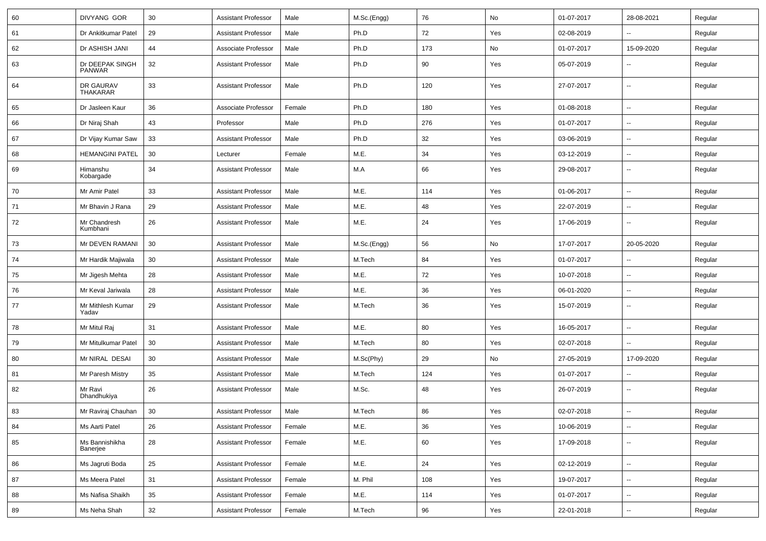| | | | | | | | | | | |
|---|---|---|---|---|---|---|---|---|---|---|
| 60 | DIVYANG GOR | 30 | Assistant Professor | Male | M.Sc.(Engg) | 76 | No | 01-07-2017 | 28-08-2021 | Regular |
| 61 | Dr Ankitkumar Patel | 29 | Assistant Professor | Male | Ph.D | 72 | Yes | 02-08-2019 | -- | Regular |
| 62 | Dr ASHISH JANI | 44 | Associate Professor | Male | Ph.D | 173 | No | 01-07-2017 | 15-09-2020 | Regular |
| 63 | Dr DEEPAK SINGH PANWAR | 32 | Assistant Professor | Male | Ph.D | 90 | Yes | 05-07-2019 | -- | Regular |
| 64 | DR GAURAV THAKARAR | 33 | Assistant Professor | Male | Ph.D | 120 | Yes | 27-07-2017 | -- | Regular |
| 65 | Dr Jasleen Kaur | 36 | Associate Professor | Female | Ph.D | 180 | Yes | 01-08-2018 | -- | Regular |
| 66 | Dr Niraj Shah | 43 | Professor | Male | Ph.D | 276 | Yes | 01-07-2017 | -- | Regular |
| 67 | Dr Vijay Kumar Saw | 33 | Assistant Professor | Male | Ph.D | 32 | Yes | 03-06-2019 | -- | Regular |
| 68 | HEMANGINI PATEL | 30 | Lecturer | Female | M.E. | 34 | Yes | 03-12-2019 | -- | Regular |
| 69 | Himanshu Kobargade | 34 | Assistant Professor | Male | M.A | 66 | Yes | 29-08-2017 | -- | Regular |
| 70 | Mr Amir Patel | 33 | Assistant Professor | Male | M.E. | 114 | Yes | 01-06-2017 | -- | Regular |
| 71 | Mr Bhavin J Rana | 29 | Assistant Professor | Male | M.E. | 48 | Yes | 22-07-2019 | -- | Regular |
| 72 | Mr Chandresh Kumbhani | 26 | Assistant Professor | Male | M.E. | 24 | Yes | 17-06-2019 | -- | Regular |
| 73 | Mr DEVEN RAMANI | 30 | Assistant Professor | Male | M.Sc.(Engg) | 56 | No | 17-07-2017 | 20-05-2020 | Regular |
| 74 | Mr Hardik Majiwala | 30 | Assistant Professor | Male | M.Tech | 84 | Yes | 01-07-2017 | -- | Regular |
| 75 | Mr Jigesh Mehta | 28 | Assistant Professor | Male | M.E. | 72 | Yes | 10-07-2018 | -- | Regular |
| 76 | Mr Keval Jariwala | 28 | Assistant Professor | Male | M.E. | 36 | Yes | 06-01-2020 | -- | Regular |
| 77 | Mr Mithlesh Kumar Yadav | 29 | Assistant Professor | Male | M.Tech | 36 | Yes | 15-07-2019 | -- | Regular |
| 78 | Mr Mitul Raj | 31 | Assistant Professor | Male | M.E. | 80 | Yes | 16-05-2017 | -- | Regular |
| 79 | Mr Mitulkumar Patel | 30 | Assistant Professor | Male | M.Tech | 80 | Yes | 02-07-2018 | -- | Regular |
| 80 | Mr NIRAL DESAI | 30 | Assistant Professor | Male | M.Sc(Phy) | 29 | No | 27-05-2019 | 17-09-2020 | Regular |
| 81 | Mr Paresh Mistry | 35 | Assistant Professor | Male | M.Tech | 124 | Yes | 01-07-2017 | -- | Regular |
| 82 | Mr Ravi Dhandhukiya | 26 | Assistant Professor | Male | M.Sc. | 48 | Yes | 26-07-2019 | -- | Regular |
| 83 | Mr Raviraj Chauhan | 30 | Assistant Professor | Male | M.Tech | 86 | Yes | 02-07-2018 | -- | Regular |
| 84 | Ms Aarti Patel | 26 | Assistant Professor | Female | M.E. | 36 | Yes | 10-06-2019 | -- | Regular |
| 85 | Ms Bannishikha Banerjee | 28 | Assistant Professor | Female | M.E. | 60 | Yes | 17-09-2018 | -- | Regular |
| 86 | Ms Jagruti Boda | 25 | Assistant Professor | Female | M.E. | 24 | Yes | 02-12-2019 | -- | Regular |
| 87 | Ms Meera Patel | 31 | Assistant Professor | Female | M. Phil | 108 | Yes | 19-07-2017 | -- | Regular |
| 88 | Ms Nafisa Shaikh | 35 | Assistant Professor | Female | M.E. | 114 | Yes | 01-07-2017 | -- | Regular |
| 89 | Ms Neha Shah | 32 | Assistant Professor | Female | M.Tech | 96 | Yes | 22-01-2018 | -- | Regular |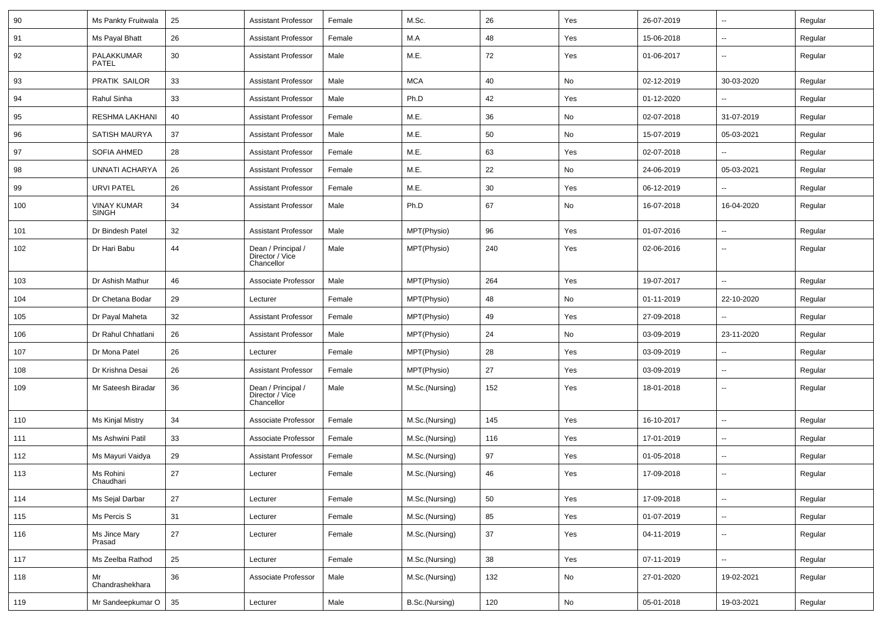| 90 | Ms Pankty Fruitwala | 25 | Assistant Professor | Female | M.Sc. | 26 | Yes | 26-07-2019 | -- | Regular |
|---|---|---|---|---|---|---|---|---|---|---|
| 91 | Ms Payal Bhatt | 26 | Assistant Professor | Female | M.A | 48 | Yes | 15-06-2018 | -- | Regular |
| 92 | PALAKKUMAR PATEL | 30 | Assistant Professor | Male | M.E. | 72 | Yes | 01-06-2017 | -- | Regular |
| 93 | PRATIK SAILOR | 33 | Assistant Professor | Male | MCA | 40 | No | 02-12-2019 | 30-03-2020 | Regular |
| 94 | Rahul Sinha | 33 | Assistant Professor | Male | Ph.D | 42 | Yes | 01-12-2020 | -- | Regular |
| 95 | RESHMA LAKHANI | 40 | Assistant Professor | Female | M.E. | 36 | No | 02-07-2018 | 31-07-2019 | Regular |
| 96 | SATISH MAURYA | 37 | Assistant Professor | Male | M.E. | 50 | No | 15-07-2019 | 05-03-2021 | Regular |
| 97 | SOFIA AHMED | 28 | Assistant Professor | Female | M.E. | 63 | Yes | 02-07-2018 | -- | Regular |
| 98 | UNNATI ACHARYA | 26 | Assistant Professor | Female | M.E. | 22 | No | 24-06-2019 | 05-03-2021 | Regular |
| 99 | URVI PATEL | 26 | Assistant Professor | Female | M.E. | 30 | Yes | 06-12-2019 | -- | Regular |
| 100 | VINAY KUMAR SINGH | 34 | Assistant Professor | Male | Ph.D | 67 | No | 16-07-2018 | 16-04-2020 | Regular |
| 101 | Dr Bindesh Patel | 32 | Assistant Professor | Male | MPT(Physio) | 96 | Yes | 01-07-2016 | -- | Regular |
| 102 | Dr Hari Babu | 44 | Dean / Principal / Director / Vice Chancellor | Male | MPT(Physio) | 240 | Yes | 02-06-2016 | -- | Regular |
| 103 | Dr Ashish Mathur | 46 | Associate Professor | Male | MPT(Physio) | 264 | Yes | 19-07-2017 | -- | Regular |
| 104 | Dr Chetana Bodar | 29 | Lecturer | Female | MPT(Physio) | 48 | No | 01-11-2019 | 22-10-2020 | Regular |
| 105 | Dr Payal Maheta | 32 | Assistant Professor | Female | MPT(Physio) | 49 | Yes | 27-09-2018 | -- | Regular |
| 106 | Dr Rahul Chhatlani | 26 | Assistant Professor | Male | MPT(Physio) | 24 | No | 03-09-2019 | 23-11-2020 | Regular |
| 107 | Dr Mona Patel | 26 | Lecturer | Female | MPT(Physio) | 28 | Yes | 03-09-2019 | -- | Regular |
| 108 | Dr Krishna Desai | 26 | Assistant Professor | Female | MPT(Physio) | 27 | Yes | 03-09-2019 | -- | Regular |
| 109 | Mr Sateesh Biradar | 36 | Dean / Principal / Director / Vice Chancellor | Male | M.Sc.(Nursing) | 152 | Yes | 18-01-2018 | -- | Regular |
| 110 | Ms Kinjal Mistry | 34 | Associate Professor | Female | M.Sc.(Nursing) | 145 | Yes | 16-10-2017 | -- | Regular |
| 111 | Ms Ashwini Patil | 33 | Associate Professor | Female | M.Sc.(Nursing) | 116 | Yes | 17-01-2019 | -- | Regular |
| 112 | Ms Mayuri Vaidya | 29 | Assistant Professor | Female | M.Sc.(Nursing) | 97 | Yes | 01-05-2018 | -- | Regular |
| 113 | Ms Rohini Chaudhari | 27 | Lecturer | Female | M.Sc.(Nursing) | 46 | Yes | 17-09-2018 | -- | Regular |
| 114 | Ms Sejal Darbar | 27 | Lecturer | Female | M.Sc.(Nursing) | 50 | Yes | 17-09-2018 | -- | Regular |
| 115 | Ms Percis S | 31 | Lecturer | Female | M.Sc.(Nursing) | 85 | Yes | 01-07-2019 | -- | Regular |
| 116 | Ms Jince Mary Prasad | 27 | Lecturer | Female | M.Sc.(Nursing) | 37 | Yes | 04-11-2019 | -- | Regular |
| 117 | Ms Zeelba Rathod | 25 | Lecturer | Female | M.Sc.(Nursing) | 38 | Yes | 07-11-2019 | -- | Regular |
| 118 | Mr Chandrashekhara | 36 | Associate Professor | Male | M.Sc.(Nursing) | 132 | No | 27-01-2020 | 19-02-2021 | Regular |
| 119 | Mr Sandeepkumar O | 35 | Lecturer | Male | B.Sc.(Nursing) | 120 | No | 05-01-2018 | 19-03-2021 | Regular |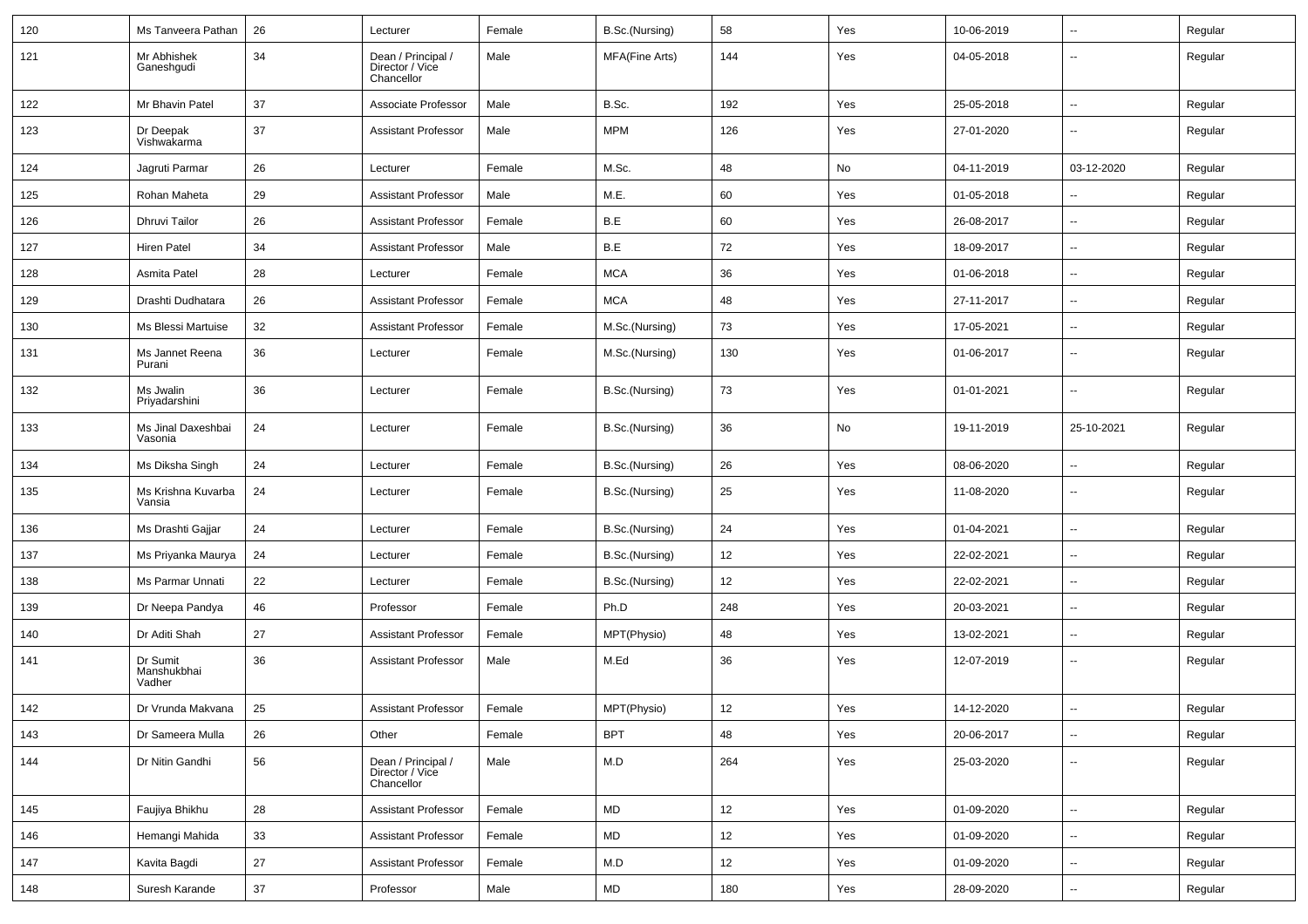| 120 | Ms Tanveera Pathan | 26 | Lecturer | Female | B.Sc.(Nursing) | 58 | Yes | 10-06-2019 | -- | Regular |
|---|---|---|---|---|---|---|---|---|---|---|
| 121 | Mr Abhishek Ganeshgudi | 34 | Dean / Principal / Director / Vice Chancellor | Male | MFA(Fine Arts) | 144 | Yes | 04-05-2018 | -- | Regular |
| 122 | Mr Bhavin Patel | 37 | Associate Professor | Male | B.Sc. | 192 | Yes | 25-05-2018 | -- | Regular |
| 123 | Dr Deepak Vishwakarma | 37 | Assistant Professor | Male | MPM | 126 | Yes | 27-01-2020 | -- | Regular |
| 124 | Jagruti Parmar | 26 | Lecturer | Female | M.Sc. | 48 | No | 04-11-2019 | 03-12-2020 | Regular |
| 125 | Rohan Maheta | 29 | Assistant Professor | Male | M.E. | 60 | Yes | 01-05-2018 | -- | Regular |
| 126 | Dhruvi Tailor | 26 | Assistant Professor | Female | B.E | 60 | Yes | 26-08-2017 | -- | Regular |
| 127 | Hiren Patel | 34 | Assistant Professor | Male | B.E | 72 | Yes | 18-09-2017 | -- | Regular |
| 128 | Asmita Patel | 28 | Lecturer | Female | MCA | 36 | Yes | 01-06-2018 | -- | Regular |
| 129 | Drashti Dudhatara | 26 | Assistant Professor | Female | MCA | 48 | Yes | 27-11-2017 | -- | Regular |
| 130 | Ms Blessi Martuise | 32 | Assistant Professor | Female | M.Sc.(Nursing) | 73 | Yes | 17-05-2021 | -- | Regular |
| 131 | Ms Jannet Reena Purani | 36 | Lecturer | Female | M.Sc.(Nursing) | 130 | Yes | 01-06-2017 | -- | Regular |
| 132 | Ms Jwalin Priyadarshini | 36 | Lecturer | Female | B.Sc.(Nursing) | 73 | Yes | 01-01-2021 | -- | Regular |
| 133 | Ms Jinal Daxeshbai Vasonia | 24 | Lecturer | Female | B.Sc.(Nursing) | 36 | No | 19-11-2019 | 25-10-2021 | Regular |
| 134 | Ms Diksha Singh | 24 | Lecturer | Female | B.Sc.(Nursing) | 26 | Yes | 08-06-2020 | -- | Regular |
| 135 | Ms Krishna Kuvarba Vansia | 24 | Lecturer | Female | B.Sc.(Nursing) | 25 | Yes | 11-08-2020 | -- | Regular |
| 136 | Ms Drashti Gajjar | 24 | Lecturer | Female | B.Sc.(Nursing) | 24 | Yes | 01-04-2021 | -- | Regular |
| 137 | Ms Priyanka Maurya | 24 | Lecturer | Female | B.Sc.(Nursing) | 12 | Yes | 22-02-2021 | -- | Regular |
| 138 | Ms Parmar Unnati | 22 | Lecturer | Female | B.Sc.(Nursing) | 12 | Yes | 22-02-2021 | -- | Regular |
| 139 | Dr Neepa Pandya | 46 | Professor | Female | Ph.D | 248 | Yes | 20-03-2021 | -- | Regular |
| 140 | Dr Aditi Shah | 27 | Assistant Professor | Female | MPT(Physio) | 48 | Yes | 13-02-2021 | -- | Regular |
| 141 | Dr Sumit Manshukbhai Vadher | 36 | Assistant Professor | Male | M.Ed | 36 | Yes | 12-07-2019 | -- | Regular |
| 142 | Dr Vrunda Makvana | 25 | Assistant Professor | Female | MPT(Physio) | 12 | Yes | 14-12-2020 | -- | Regular |
| 143 | Dr Sameera Mulla | 26 | Other | Female | BPT | 48 | Yes | 20-06-2017 | -- | Regular |
| 144 | Dr Nitin Gandhi | 56 | Dean / Principal / Director / Vice Chancellor | Male | M.D | 264 | Yes | 25-03-2020 | -- | Regular |
| 145 | Faujiya Bhikhu | 28 | Assistant Professor | Female | MD | 12 | Yes | 01-09-2020 | -- | Regular |
| 146 | Hemangi Mahida | 33 | Assistant Professor | Female | MD | 12 | Yes | 01-09-2020 | -- | Regular |
| 147 | Kavita Bagdi | 27 | Assistant Professor | Female | M.D | 12 | Yes | 01-09-2020 | -- | Regular |
| 148 | Suresh Karande | 37 | Professor | Male | MD | 180 | Yes | 28-09-2020 | -- | Regular |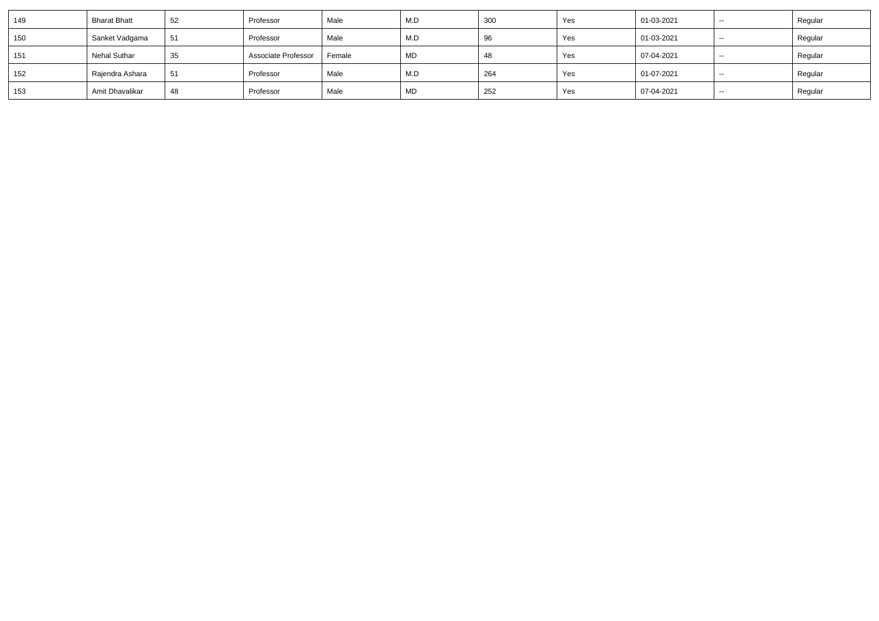| | | | | | | | | | | |
|---|---|---|---|---|---|---|---|---|---|---|
| 149 | Bharat Bhatt | 52 | Professor | Male | M.D | 300 | Yes | 01-03-2021 | -- | Regular |
| 150 | Sanket Vadgama | 51 | Professor | Male | M.D | 96 | Yes | 01-03-2021 | -- | Regular |
| 151 | Nehal Suthar | 35 | Associate Professor | Female | MD | 48 | Yes | 07-04-2021 | -- | Regular |
| 152 | Rajendra Ashara | 51 | Professor | Male | M.D | 264 | Yes | 01-07-2021 | -- | Regular |
| 153 | Amit Dhavalikar | 48 | Professor | Male | MD | 252 | Yes | 07-04-2021 | -- | Regular |